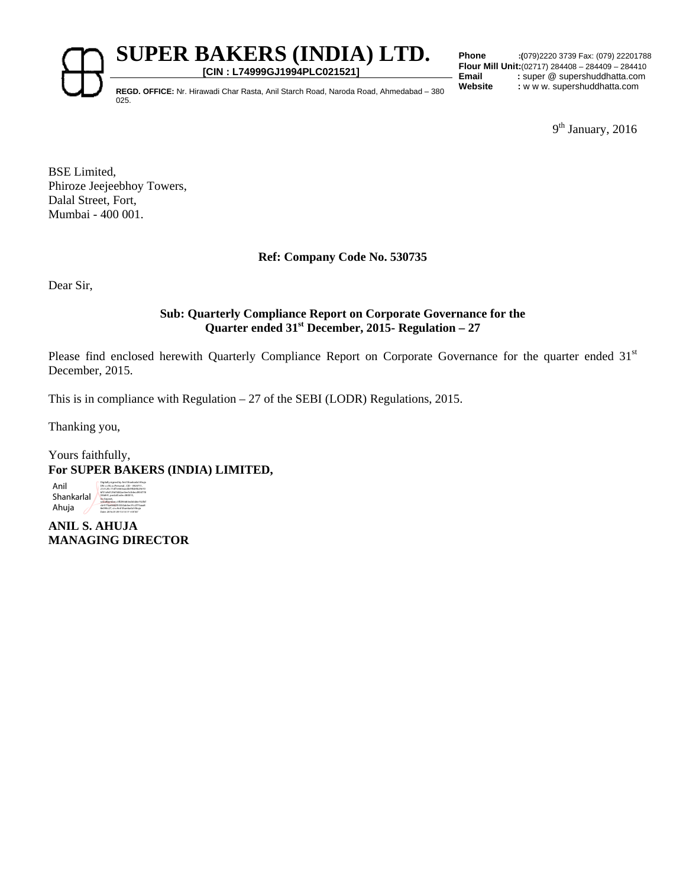# SUPER BAKERS (INDIA) LTD.

**[CIN : L74999GJ1994PLC021521]**

**REGD. OFFICE:** Nr. Hirawadi Char Rasta, Anil Starch Road, Naroda Road, Ahmedabad – 380 025.

**Phone** :(079)2220 3739 Fax: (079) 22201788
**Flour Mill Unit:**(02717) 284408 – 284409 – 284410
**Email** : super @ supershuddhatta.com
**Website** : w w w. supershuddhatta.com

9th January, 2016

BSE Limited,
Phiroze Jeejeebhoy Towers,
Dalal Street, Fort,
Mumbai - 400 001.

**Ref: Company Code No. 530735**

Dear Sir,

**Sub: Quarterly Compliance Report on Corporate Governance for the Quarter ended 31st December, 2015- Regulation – 27**

Please find enclosed herewith Quarterly Compliance Report on Corporate Governance for the quarter ended 31st December, 2015.

This is in compliance with Regulation – 27 of the SEBI (LODR) Regulations, 2015.

Thanking you,

Yours faithfully,
**For SUPER BAKERS (INDIA) LIMITED,**

Anil Shankarlal Ahuja

**ANIL S. AHUJA**
**MANAGING DIRECTOR**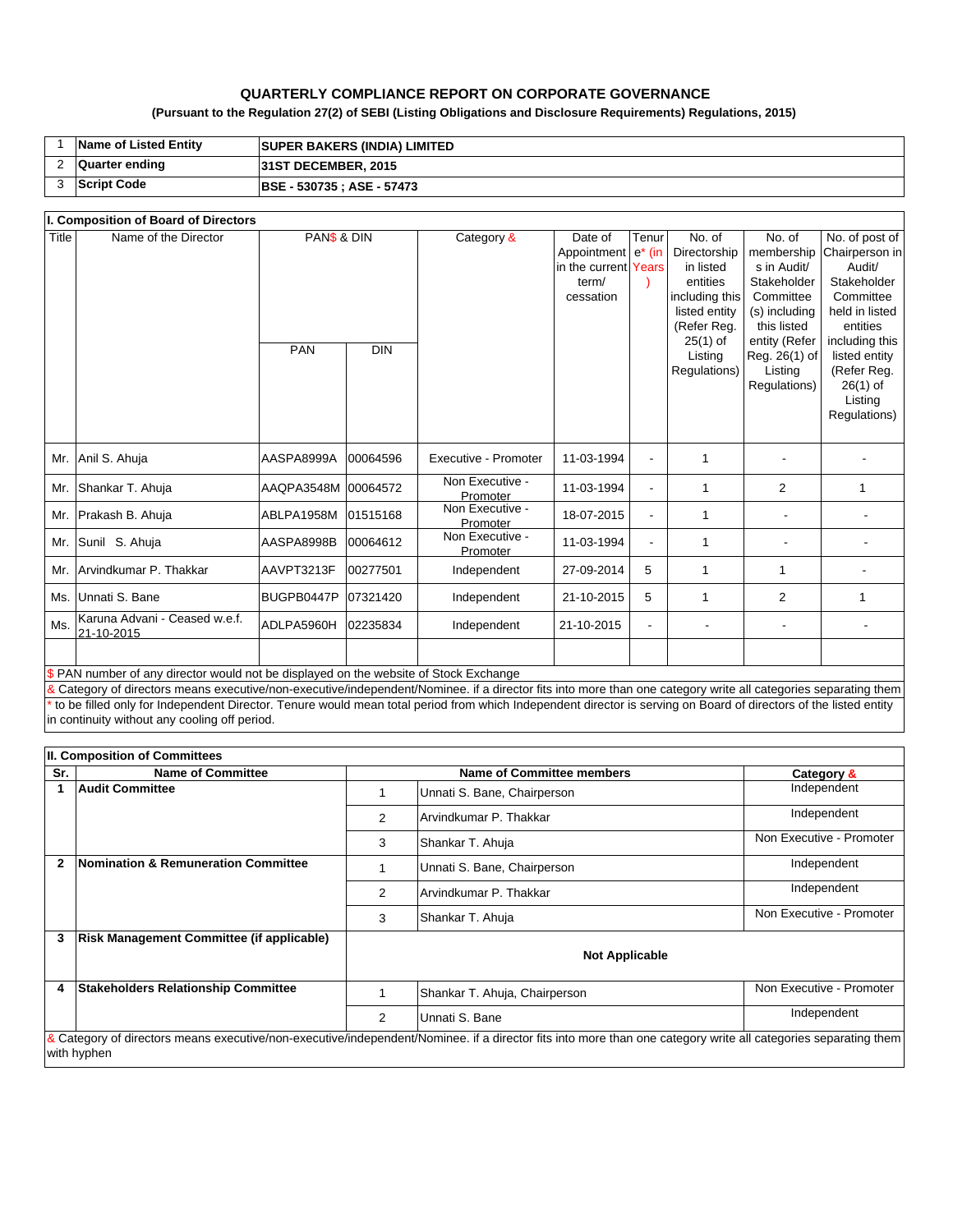# QUARTERLY COMPLIANCE REPORT ON CORPORATE GOVERNANCE

**(Pursuant to the Regulation 27(2) of SEBI (Listing Obligations and Disclosure Requirements) Regulations, 2015)**

| 1 | **Name of Listed Entity** | **SUPER BAKERS (INDIA) LIMITED** |
|---|---|---|
| 2 | **Quarter ending** | **31ST DECEMBER, 2015** |
| 3 | **Script Code** | **BSE - 530735 ; ASE - 57473** |

**I. Composition of Board of Directors**

| Title | Name of the Director | PAN$ & DIN | | Category & | Date of Appointment in the current term/ cessation | Tenure* (in Years) | No. of Directorship in listed entities including this listed entity (Refer Reg. 25(1) of Listing Regulations) | No. of memberships in Audit/ Stakeholder Committee(s) including this listed entity (Refer Reg. 26(1) of Listing Regulations) | No. of post of Chairperson in Audit/ Stakeholder Committee held in listed entities including this listed entity (Refer Reg. 26(1) of Listing Regulations) |
|---|---|---|---|---|---|---|---|---|---|
| | | PAN | DIN | | | | | | |
| Mr. | Anil S. Ahuja | AASPA8999A | 00064596 | Executive - Promoter | 11-03-1994 | - | 1 | - | - |
| Mr. | Shankar T. Ahuja | AAQPA3548M | 00064572 | Non Executive - Promoter | 11-03-1994 | - | 1 | 2 | 1 |
| Mr. | Prakash B. Ahuja | ABLPA1958M | 01515168 | Non Executive - Promoter | 18-07-2015 | - | 1 | - | - |
| Mr. | Sunil S. Ahuja | AASPA8998B | 00064612 | Non Executive - Promoter | 11-03-1994 | - | 1 | - | - |
| Mr. | Arvindkumar P. Thakkar | AAVPT3213F | 00277501 | Independent | 27-09-2014 | 5 | 1 | 1 | - |
| Ms. | Unnati S. Bane | BUGPB0447P | 07321420 | Independent | 21-10-2015 | 5 | 1 | 2 | 1 |
| Ms. | Karuna Advani - Ceased w.e.f. 21-10-2015 | ADLPA5960H | 02235834 | Independent | 21-10-2015 | - | - | - | - |
| | | | | | | | | | |

$ PAN number of any director would not be displayed on the website of Stock Exchange

& Category of directors means executive/non-executive/independent/Nominee. if a director fits into more than one category write all categories separating them

* to be filled only for Independent Director. Tenure would mean total period from which Independent director is serving on Board of directors of the listed entity in continuity without any cooling off period.

**II. Composition of Committees**

| Sr. | Name of Committee | Name of Committee members | | Category & |
|---|---|---|---|---|
| **1** | **Audit Committee** | 1 | Unnati S. Bane, Chairperson | Independent |
| | | 2 | Arvindkumar P. Thakkar | Independent |
| | | 3 | Shankar T. Ahuja | Non Executive - Promoter |
| **2** | **Nomination & Remuneration Committee** | 1 | Unnati S. Bane, Chairperson | Independent |
| | | 2 | Arvindkumar P. Thakkar | Independent |
| | | 3 | Shankar T. Ahuja | Non Executive - Promoter |
| **3** | **Risk Management Committee (if applicable)** | **Not Applicable** | | |
| **4** | **Stakeholders Relationship Committee** | 1 | Shankar T. Ahuja, Chairperson | Non Executive - Promoter |
| | | 2 | Unnati S. Bane | Independent |

& Category of directors means executive/non-executive/independent/Nominee. if a director fits into more than one category write all categories separating them with hyphen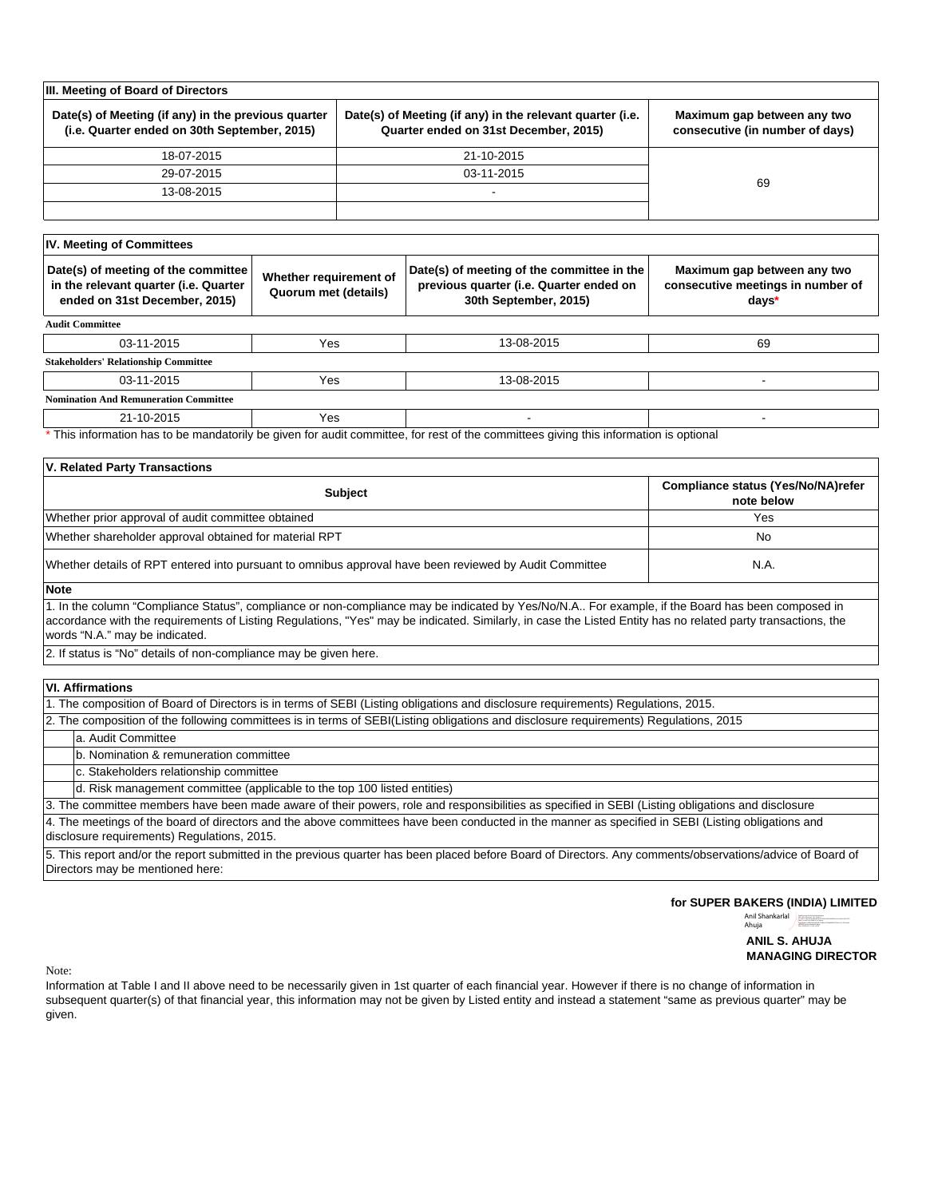| III. Meeting of Board of Directors | | |
|---|---|---|
| **Date(s) of Meeting (if any) in the previous quarter (i.e. Quarter ended on 30th September, 2015)** | **Date(s) of Meeting (if any) in the relevant quarter (i.e. Quarter ended on 31st December, 2015)** | **Maximum gap between any two consecutive (in number of days)** |
| 18-07-2015 | 21-10-2015 | 69 |
| 29-07-2015 | 03-11-2015 | |
| 13-08-2015 | - | |
| | | |

| IV. Meeting of Committees | | | |
|---|---|---|---|
| **Date(s) of meeting of the committee in the relevant quarter (i.e. Quarter ended on 31st December, 2015)** | **Whether requirement of Quorum met (details)** | **Date(s) of meeting of the committee in the previous quarter (i.e. Quarter ended on 30th September, 2015)** | **Maximum gap between any two consecutive meetings in number of days*** |
| **Audit Committee** | | | |
| 03-11-2015 | Yes | 13-08-2015 | 69 |
| **Stakeholders' Relationship Committee** | | | |
| 03-11-2015 | Yes | 13-08-2015 | - |
| **Nomination And Remuneration Committee** | | | |
| 21-10-2015 | Yes | - | - |

* This information has to be mandatorily be given for audit committee, for rest of the committees giving this information is optional

| V. Related Party Transactions | |
|---|---|
| **Subject** | **Compliance status (Yes/No/NA)refer note below** |
| Whether prior approval of audit committee obtained | Yes |
| Whether shareholder approval obtained for material RPT | No |
| Whether details of RPT entered into pursuant to omnibus approval have been reviewed by Audit Committee | N.A. |

**Note**

1. In the column “Compliance Status”, compliance or non-compliance may be indicated by Yes/No/N.A.. For example, if the Board has been composed in accordance with the requirements of Listing Regulations, "Yes" may be indicated. Similarly, in case the Listed Entity has no related party transactions, the words “N.A.” may be indicated.

2. If status is “No” details of non-compliance may be given here.

**VI. Affirmations**

1. The composition of Board of Directors is in terms of SEBI (Listing obligations and disclosure requirements) Regulations, 2015.
2. The composition of the following committees is in terms of SEBI(Listing obligations and disclosure requirements) Regulations, 2015
   - a. Audit Committee
   - b. Nomination & remuneration committee
   - c. Stakeholders relationship committee
   - d. Risk management committee (applicable to the top 100 listed entities)
3. The committee members have been made aware of their powers, role and responsibilities as specified in SEBI (Listing obligations and disclosure
4. The meetings of the board of directors and the above committees have been conducted in the manner as specified in SEBI (Listing obligations and disclosure requirements) Regulations, 2015.
5. This report and/or the report submitted in the previous quarter has been placed before Board of Directors. Any comments/observations/advice of Board of Directors may be mentioned here:

**for SUPER BAKERS (INDIA) LIMITED**

Anil Shankarlal Ahuja

**ANIL S. AHUJA**
**MANAGING DIRECTOR**

Note:
Information at Table I and II above need to be necessarily given in 1st quarter of each financial year. However if there is no change of information in subsequent quarter(s) of that financial year, this information may not be given by Listed entity and instead a statement “same as previous quarter” may be given.